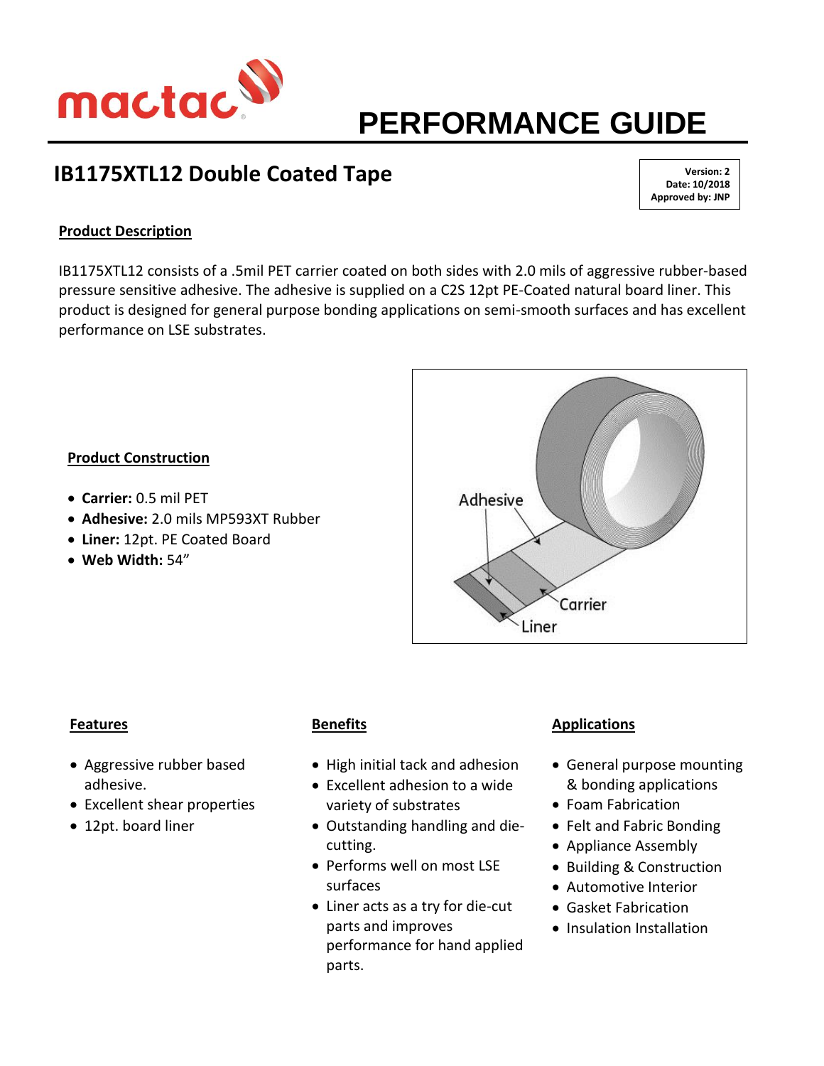mactac

# PERFORMANCE GUIDE

## IB1175XTL12 Double Coated Tape

**Version: 2**
**Date: 10/2018**
**Approved by: JNP**

### Product Description

IB1175XTL12 consists of a .5mil PET carrier coated on both sides with 2.0 mils of aggressive rubber-based pressure sensitive adhesive. The adhesive is supplied on a C2S 12pt PE-Coated natural board liner. This product is designed for general purpose bonding applications on semi-smooth surfaces and has excellent performance on LSE substrates.

### Product Construction

- **Carrier:** 0.5 mil PET
- **Adhesive:** 2.0 mils MP593XT Rubber
- **Liner:** 12pt. PE Coated Board
- **Web Width:** 54”

Adhesive

Carrier

Liner

### Features

- Aggressive rubber based adhesive.
- Excellent shear properties
- 12pt. board liner

### Benefits

- High initial tack and adhesion
- Excellent adhesion to a wide variety of substrates
- Outstanding handling and die-cutting.
- Performs well on most LSE surfaces
- Liner acts as a try for die-cut parts and improves performance for hand applied parts.

### Applications

- General purpose mounting & bonding applications
- Foam Fabrication
- Felt and Fabric Bonding
- Appliance Assembly
- Building & Construction
- Automotive Interior
- Gasket Fabrication
- Insulation Installation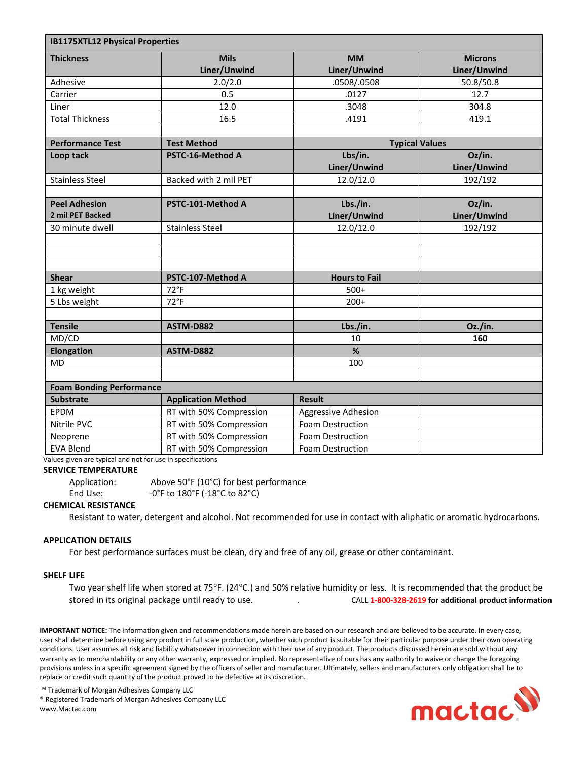| IB1175XTL12 Physical Properties | | | |
|---|---|---|---|
| **Thickness** | **Mils Liner/Unwind** | **MM Liner/Unwind** | **Microns Liner/Unwind** |
| Adhesive | 2.0/2.0 | .0508/.0508 | 50.8/50.8 |
| Carrier | 0.5 | .0127 | 12.7 |
| Liner | 12.0 | .3048 | 304.8 |
| Total Thickness | 16.5 | .4191 | 419.1 |
| | | | |
| **Performance Test** | **Test Method** | **Typical Values** | |
| **Loop tack** | **PSTC-16-Method A** | **Lbs/in. Liner/Unwind** | **Oz/in. Liner/Unwind** |
| Stainless Steel | Backed with 2 mil PET | 12.0/12.0 | 192/192 |
| | | | |
| **Peel Adhesion 2 mil PET Backed** | **PSTC-101-Method A** | **Lbs./in. Liner/Unwind** | **Oz/in. Liner/Unwind** |
| 30 minute dwell | Stainless Steel | 12.0/12.0 | 192/192 |
| | | | |
| | | | |
| | | | |
| **Shear** | **PSTC-107-Method A** | **Hours to Fail** | |
| 1 kg weight | 72°F | 500+ | |
| 5 Lbs weight | 72°F | 200+ | |
| | | | |
| **Tensile** | **ASTM-D882** | **Lbs./in.** | **Oz./in.** |
| MD/CD | | 10 | **160** |
| **Elongation** | **ASTM-D882** | **%** | |
| MD | | 100 | |
| | | | |
| **Foam Bonding Performance** | | | |
| **Substrate** | **Application Method** | **Result** | |
| EPDM | RT with 50% Compression | Aggressive Adhesion | |
| Nitrile PVC | RT with 50% Compression | Foam Destruction | |
| Neoprene | RT with 50% Compression | Foam Destruction | |
| EVA Blend | RT with 50% Compression | Foam Destruction | |

Values given are typical and not for use in specifications

**SERVICE TEMPERATURE**

Application: Above 50°F (10°C) for best performance

End Use: -0°F to 180°F (-18°C to 82°C)

**CHEMICAL RESISTANCE**

Resistant to water, detergent and alcohol. Not recommended for use in contact with aliphatic or aromatic hydrocarbons.

**APPLICATION DETAILS**

For best performance surfaces must be clean, dry and free of any oil, grease or other contaminant.

**SHELF LIFE**

Two year shelf life when stored at 75°F. (24°C.) and 50% relative humidity or less. It is recommended that the product be stored in its original package until ready to use.

CALL 1-800-328-2619 **for additional product information**

**IMPORTANT NOTICE:** The information given and recommendations made herein are based on our research and are believed to be accurate. In every case, user shall determine before using any product in full scale production, whether such product is suitable for their particular purpose under their own operating conditions. User assumes all risk and liability whatsoever in connection with their use of any product. The products discussed herein are sold without any warranty as to merchantability or any other warranty, expressed or implied. No representative of ours has any authority to waive or change the foregoing provisions unless in a specific agreement signed by the officers of seller and manufacturer. Ultimately, sellers and manufacturers only obligation shall be to replace or credit such quantity of the product proved to be defective at its discretion.

™ Trademark of Morgan Adhesives Company LLC
® Registered Trademark of Morgan Adhesives Company LLC
www.Mactac.com

mactac